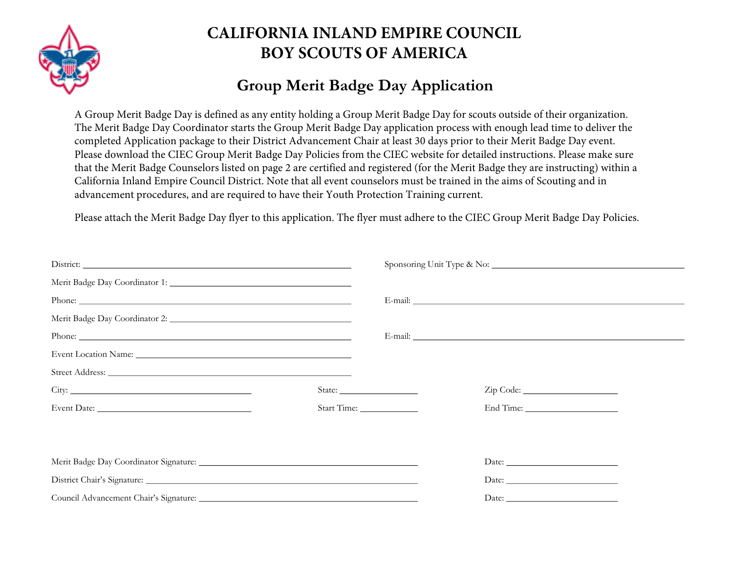# CALIFORNIA INLAND EMPIRE COUNCIL
# BOY SCOUTS OF AMERICA

## Group Merit Badge Day Application

A Group Merit Badge Day is defined as any entity holding a Group Merit Badge Day for scouts outside of their organization. The Merit Badge Day Coordinator starts the Group Merit Badge Day application process with enough lead time to deliver the completed Application package to their District Advancement Chair at least 30 days prior to their Merit Badge Day event. Please download the CIEC Group Merit Badge Day Policies from the CIEC website for detailed instructions. Please make sure that the Merit Badge Counselors listed on page 2 are certified and registered (for the Merit Badge they are instructing) within a California Inland Empire Council District. Note that all event counselors must be trained in the aims of Scouting and in advancement procedures, and are required to have their Youth Protection Training current.

Please attach the Merit Badge Day flyer to this application. The flyer must adhere to the CIEC Group Merit Badge Day Policies.

District: ______________________________ Sponsoring Unit Type & No: ______________________________

Merit Badge Day Coordinator 1: ______________________________

Phone: ______________________________ E-mail: ______________________________

Merit Badge Day Coordinator 2: ______________________________

Phone: ______________________________ E-mail: ______________________________

Event Location Name: ______________________________

Street Address: ______________________________

City: ____________________ State: __________ Zip Code: __________

Event Date: ____________________ Start Time: __________ End Time: __________

Merit Badge Day Coordinator Signature: ______________________________ Date: __________

District Chair's Signature: ______________________________ Date: __________

Council Advancement Chair's Signature: ______________________________ Date: __________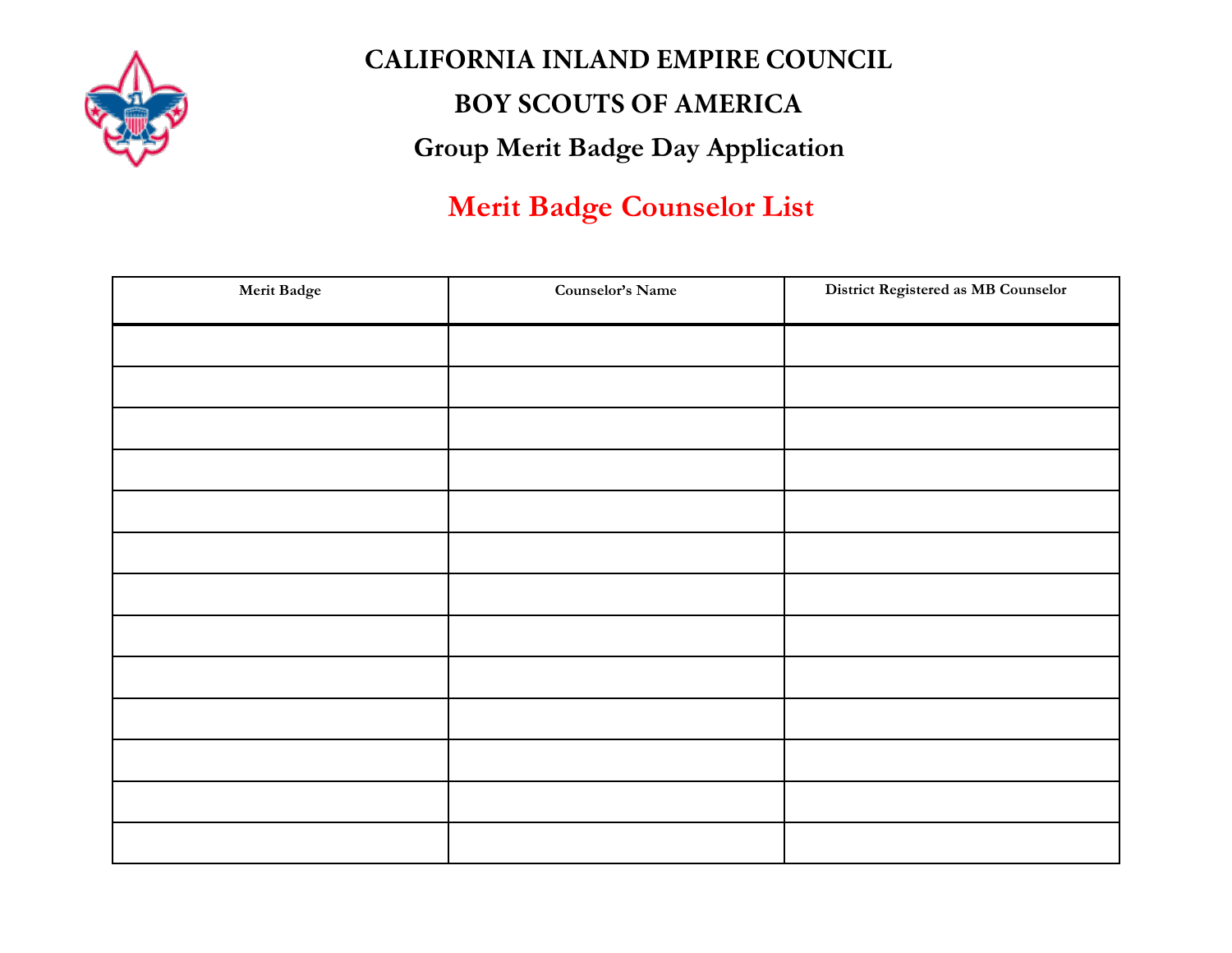# CALIFORNIA INLAND EMPIRE COUNCIL

# BOY SCOUTS OF AMERICA

## Group Merit Badge Day Application

## Merit Badge Counselor List

| Merit Badge | Counselor's Name | District Registered as MB Counselor |
|---|---|---|
| | | |
| | | |
| | | |
| | | |
| | | |
| | | |
| | | |
| | | |
| | | |
| | | |
| | | |
| | | |
| | | |